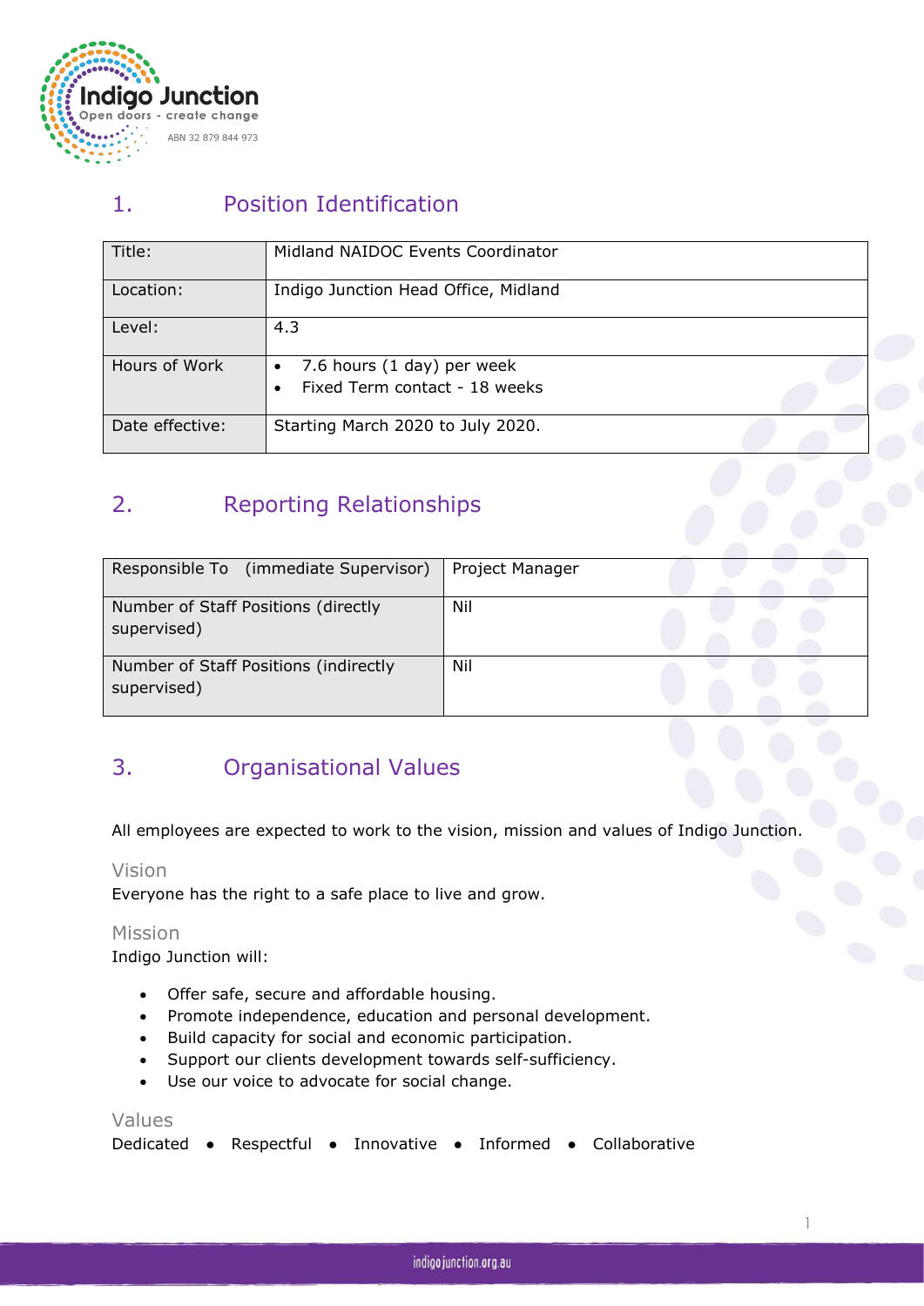Indigo Junction
Open doors - create change
ABN 32 879 844 973

## 1. Position Identification

| | |
|---|---|
| Title: | Midland NAIDOC Events Coordinator |
| Location: | Indigo Junction Head Office, Midland |
| Level: | 4.3 |
| Hours of Work | • 7.6 hours (1 day) per week<br>• Fixed Term contact - 18 weeks |
| Date effective: | Starting March 2020 to July 2020. |

## 2. Reporting Relationships

| | |
|---|---|
| Responsible To (immediate Supervisor) | Project Manager |
| Number of Staff Positions (directly supervised) | Nil |
| Number of Staff Positions (indirectly supervised) | Nil |

## 3. Organisational Values

All employees are expected to work to the vision, mission and values of Indigo Junction.

### Vision

Everyone has the right to a safe place to live and grow.

### Mission

Indigo Junction will:

- Offer safe, secure and affordable housing.
- Promote independence, education and personal development.
- Build capacity for social and economic participation.
- Support our clients development towards self-sufficiency.
- Use our voice to advocate for social change.

### Values

Dedicated • Respectful • Innovative • Informed • Collaborative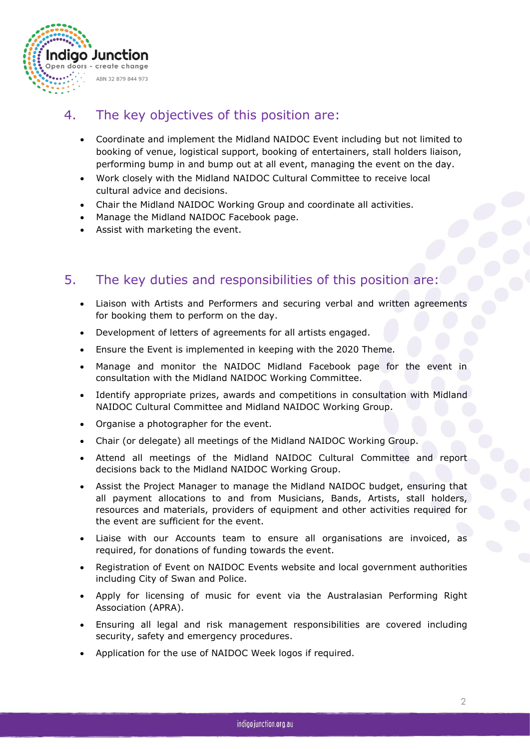## 4. The key objectives of this position are:

- Coordinate and implement the Midland NAIDOC Event including but not limited to booking of venue, logistical support, booking of entertainers, stall holders liaison, performing bump in and bump out at all event, managing the event on the day.
- Work closely with the Midland NAIDOC Cultural Committee to receive local cultural advice and decisions.
- Chair the Midland NAIDOC Working Group and coordinate all activities.
- Manage the Midland NAIDOC Facebook page.
- Assist with marketing the event.

## 5. The key duties and responsibilities of this position are:

- Liaison with Artists and Performers and securing verbal and written agreements for booking them to perform on the day.
- Development of letters of agreements for all artists engaged.
- Ensure the Event is implemented in keeping with the 2020 Theme.
- Manage and monitor the NAIDOC Midland Facebook page for the event in consultation with the Midland NAIDOC Working Committee.
- Identify appropriate prizes, awards and competitions in consultation with Midland NAIDOC Cultural Committee and Midland NAIDOC Working Group.
- Organise a photographer for the event.
- Chair (or delegate) all meetings of the Midland NAIDOC Working Group.
- Attend all meetings of the Midland NAIDOC Cultural Committee and report decisions back to the Midland NAIDOC Working Group.
- Assist the Project Manager to manage the Midland NAIDOC budget, ensuring that all payment allocations to and from Musicians, Bands, Artists, stall holders, resources and materials, providers of equipment and other activities required for the event are sufficient for the event.
- Liaise with our Accounts team to ensure all organisations are invoiced, as required, for donations of funding towards the event.
- Registration of Event on NAIDOC Events website and local government authorities including City of Swan and Police.
- Apply for licensing of music for event via the Australasian Performing Right Association (APRA).
- Ensuring all legal and risk management responsibilities are covered including security, safety and emergency procedures.
- Application for the use of NAIDOC Week logos if required.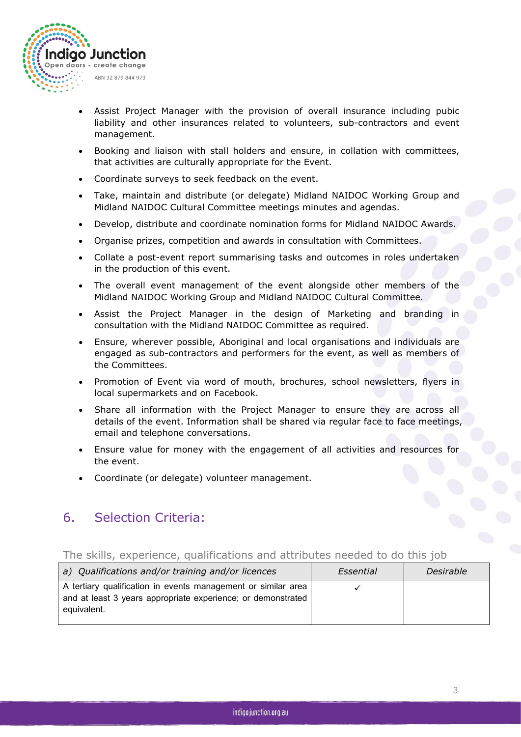- Assist Project Manager with the provision of overall insurance including pubic liability and other insurances related to volunteers, sub-contractors and event management.
- Booking and liaison with stall holders and ensure, in collation with committees, that activities are culturally appropriate for the Event.
- Coordinate surveys to seek feedback on the event.
- Take, maintain and distribute (or delegate) Midland NAIDOC Working Group and Midland NAIDOC Cultural Committee meetings minutes and agendas.
- Develop, distribute and coordinate nomination forms for Midland NAIDOC Awards.
- Organise prizes, competition and awards in consultation with Committees.
- Collate a post-event report summarising tasks and outcomes in roles undertaken in the production of this event.
- The overall event management of the event alongside other members of the Midland NAIDOC Working Group and Midland NAIDOC Cultural Committee.
- Assist the Project Manager in the design of Marketing and branding in consultation with the Midland NAIDOC Committee as required.
- Ensure, wherever possible, Aboriginal and local organisations and individuals are engaged as sub-contractors and performers for the event, as well as members of the Committees.
- Promotion of Event via word of mouth, brochures, school newsletters, flyers in local supermarkets and on Facebook.
- Share all information with the Project Manager to ensure they are across all details of the event. Information shall be shared via regular face to face meetings, email and telephone conversations.
- Ensure value for money with the engagement of all activities and resources for the event.
- Coordinate (or delegate) volunteer management.

## 6. Selection Criteria:

The skills, experience, qualifications and attributes needed to do this job

| *a) Qualifications and/or training and/or licences* | *Essential* | *Desirable* |
|---|---|---|
| A tertiary qualification in events management or similar area and at least 3 years appropriate experience; or demonstrated equivalent. | ✓ | |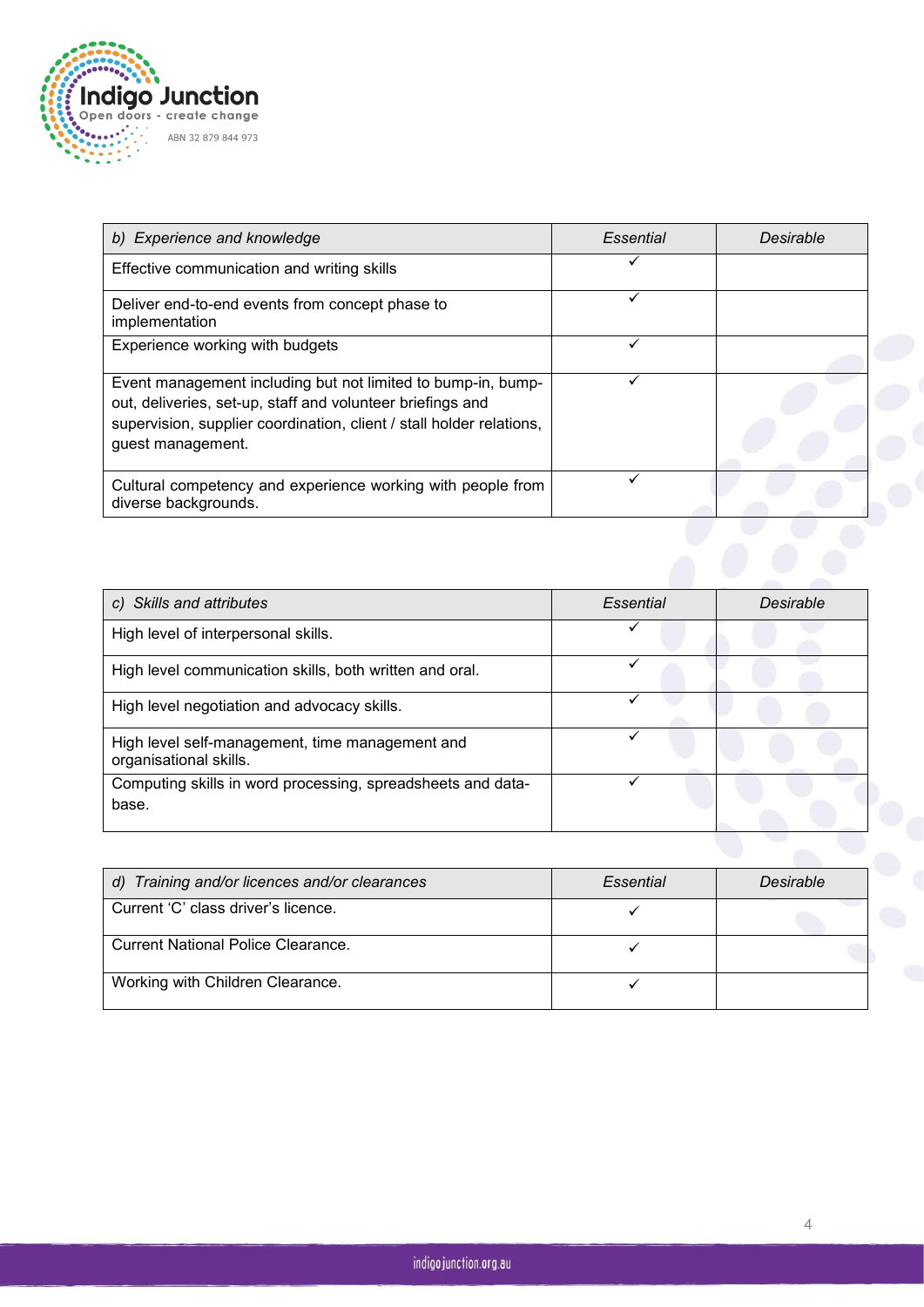| *b) Experience and knowledge* | *Essential* | *Desirable* |
|---|---|---|
| Effective communication and writing skills | ✓ | |
| Deliver end-to-end events from concept phase to implementation | ✓ | |
| Experience working with budgets | ✓ | |
| Event management including but not limited to bump-in, bump-out, deliveries, set-up, staff and volunteer briefings and supervision, supplier coordination, client / stall holder relations, guest management. | ✓ | |
| Cultural competency and experience working with people from diverse backgrounds. | ✓ | |

| *c) Skills and attributes* | *Essential* | *Desirable* |
|---|---|---|
| High level of interpersonal skills. | ✓ | |
| High level communication skills, both written and oral. | ✓ | |
| High level negotiation and advocacy skills. | ✓ | |
| High level self-management, time management and organisational skills. | ✓ | |
| Computing skills in word processing, spreadsheets and data-base. | ✓ | |

| *d) Training and/or licences and/or clearances* | *Essential* | *Desirable* |
|---|---|---|
| Current 'C' class driver's licence. | ✓ | |
| Current National Police Clearance. | ✓ | |
| Working with Children Clearance. | ✓ | |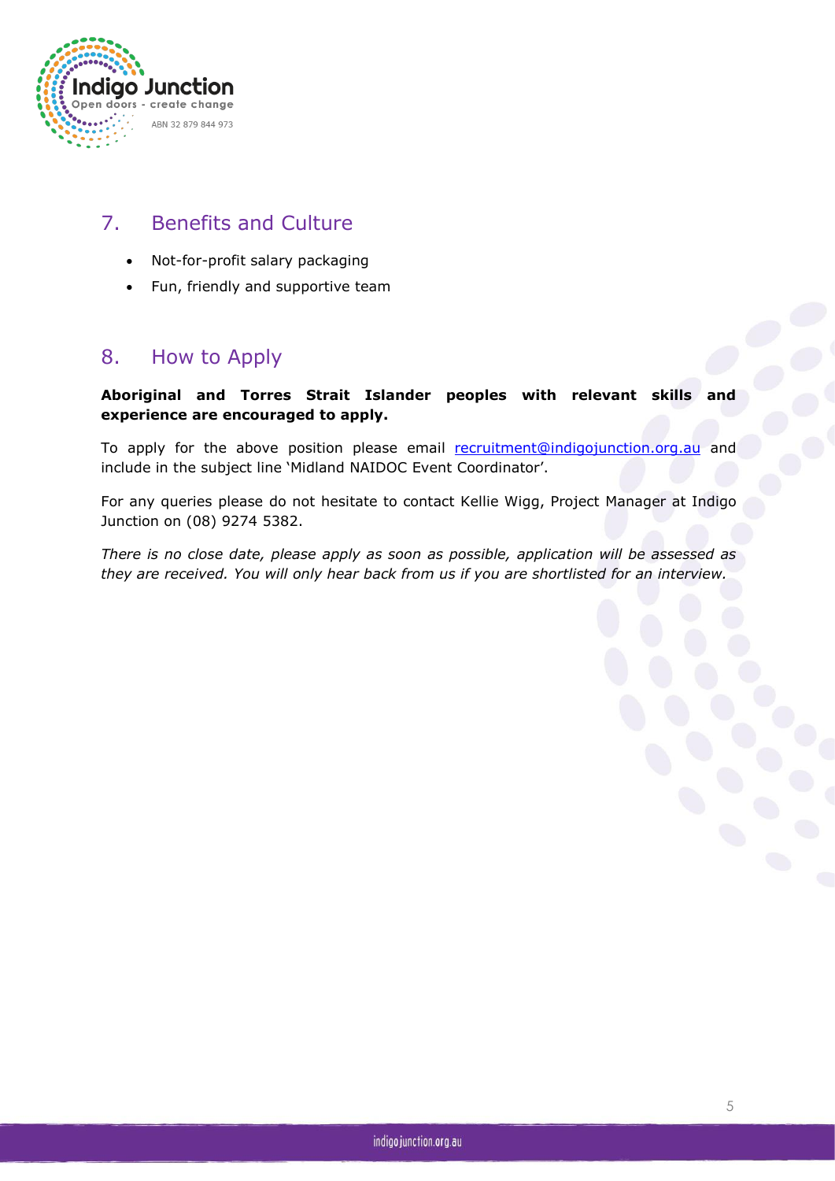## 7. Benefits and Culture

- Not-for-profit salary packaging
- Fun, friendly and supportive team

## 8. How to Apply

**Aboriginal and Torres Strait Islander peoples with relevant skills and experience are encouraged to apply.**

To apply for the above position please email recruitment@indigojunction.org.au and include in the subject line 'Midland NAIDOC Event Coordinator'.

For any queries please do not hesitate to contact Kellie Wigg, Project Manager at Indigo Junction on (08) 9274 5382.

*There is no close date, please apply as soon as possible, application will be assessed as they are received. You will only hear back from us if you are shortlisted for an interview.*